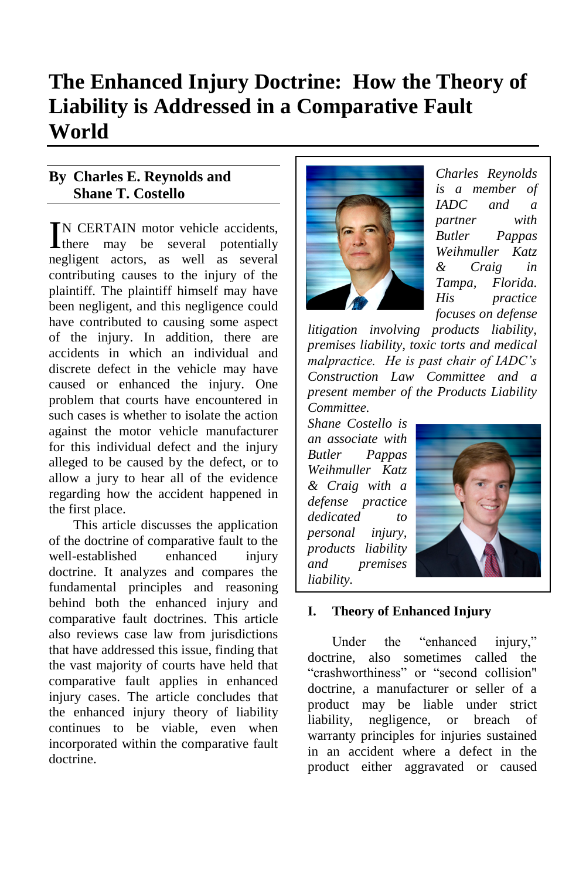# The Enhanced Injury Doctrine: How the Theory of Liability is Addressed in a Comparative Fault World

**By Charles E. Reynolds and Shane T. Costello**

IN CERTAIN motor vehicle accidents, there may be several potentially negligent actors, as well as several contributing causes to the injury of the plaintiff. The plaintiff himself may have been negligent, and this negligence could have contributed to causing some aspect of the injury. In addition, there are accidents in which an individual and discrete defect in the vehicle may have caused or enhanced the injury. One problem that courts have encountered in such cases is whether to isolate the action against the motor vehicle manufacturer for this individual defect and the injury alleged to be caused by the defect, or to allow a jury to hear all of the evidence regarding how the accident happened in the first place.

This article discusses the application of the doctrine of comparative fault to the well-established enhanced injury doctrine. It analyzes and compares the fundamental principles and reasoning behind both the enhanced injury and comparative fault doctrines. This article also reviews case law from jurisdictions that have addressed this issue, finding that the vast majority of courts have held that comparative fault applies in enhanced injury cases. The article concludes that the enhanced injury theory of liability continues to be viable, even when incorporated within the comparative fault doctrine.

*Charles Reynolds is a member of IADC and a partner with Butler Pappas Weihmuller Katz & Craig in Tampa, Florida. His practice focuses on defense litigation involving products liability, premises liability, toxic torts and medical malpractice. He is past chair of IADC's Construction Law Committee and a present member of the Products Liability Committee.*

*Shane Costello is an associate with Butler Pappas Weihmuller Katz & Craig with a defense practice dedicated to personal injury, products liability and premises liability.*

## I. Theory of Enhanced Injury

Under the "enhanced injury," doctrine, also sometimes called the "crashworthiness" or "second collision" doctrine, a manufacturer or seller of a product may be liable under strict liability, negligence, or breach of warranty principles for injuries sustained in an accident where a defect in the product either aggravated or caused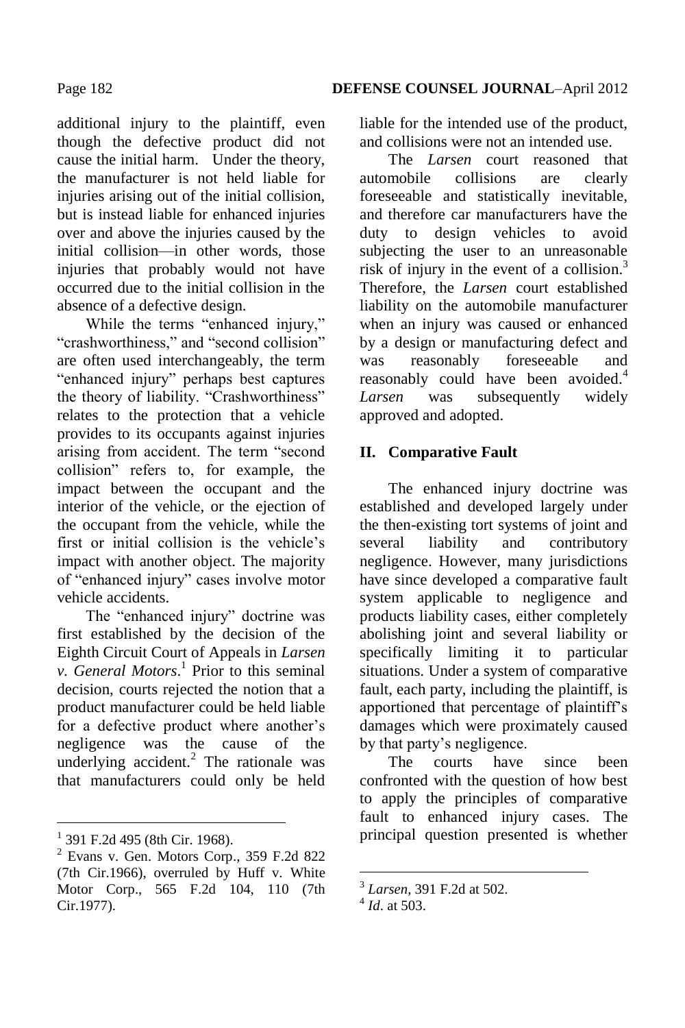additional injury to the plaintiff, even though the defective product did not cause the initial harm. Under the theory, the manufacturer is not held liable for injuries arising out of the initial collision, but is instead liable for enhanced injuries over and above the injuries caused by the initial collision—in other words, those injuries that probably would not have occurred due to the initial collision in the absence of a defective design.

While the terms "enhanced injury," "crashworthiness," and "second collision" are often used interchangeably, the term "enhanced injury" perhaps best captures the theory of liability. "Crashworthiness" relates to the protection that a vehicle provides to its occupants against injuries arising from accident. The term "second collision" refers to, for example, the impact between the occupant and the interior of the vehicle, or the ejection of the occupant from the vehicle, while the first or initial collision is the vehicle's impact with another object. The majority of "enhanced injury" cases involve motor vehicle accidents.

The "enhanced injury" doctrine was first established by the decision of the Eighth Circuit Court of Appeals in *Larsen v. General Motors*.[1] Prior to this seminal decision, courts rejected the notion that a product manufacturer could be held liable for a defective product where another's negligence was the cause of the underlying accident.[2] The rationale was that manufacturers could only be held liable for the intended use of the product, and collisions were not an intended use.

The *Larsen* court reasoned that automobile collisions are clearly foreseeable and statistically inevitable, and therefore car manufacturers have the duty to design vehicles to avoid subjecting the user to an unreasonable risk of injury in the event of a collision.[3] Therefore, the *Larsen* court established liability on the automobile manufacturer when an injury was caused or enhanced by a design or manufacturing defect and was reasonably foreseeable and reasonably could have been avoided.[4] *Larsen* was subsequently widely approved and adopted.

## II. Comparative Fault

The enhanced injury doctrine was established and developed largely under the then-existing tort systems of joint and several liability and contributory negligence. However, many jurisdictions have since developed a comparative fault system applicable to negligence and products liability cases, either completely abolishing joint and several liability or specifically limiting it to particular situations. Under a system of comparative fault, each party, including the plaintiff, is apportioned that percentage of plaintiff's damages which were proximately caused by that party's negligence.

The courts have since been confronted with the question of how best to apply the principles of comparative fault to enhanced injury cases. The principal question presented is whether

---

[1] 391 F.2d 495 (8th Cir. 1968).

[2] Evans v. Gen. Motors Corp., 359 F.2d 822 (7th Cir.1966), overruled by Huff v. White Motor Corp., 565 F.2d 104, 110 (7th Cir.1977).

[3] *Larsen*, 391 F.2d at 502.

[4] *Id*. at 503.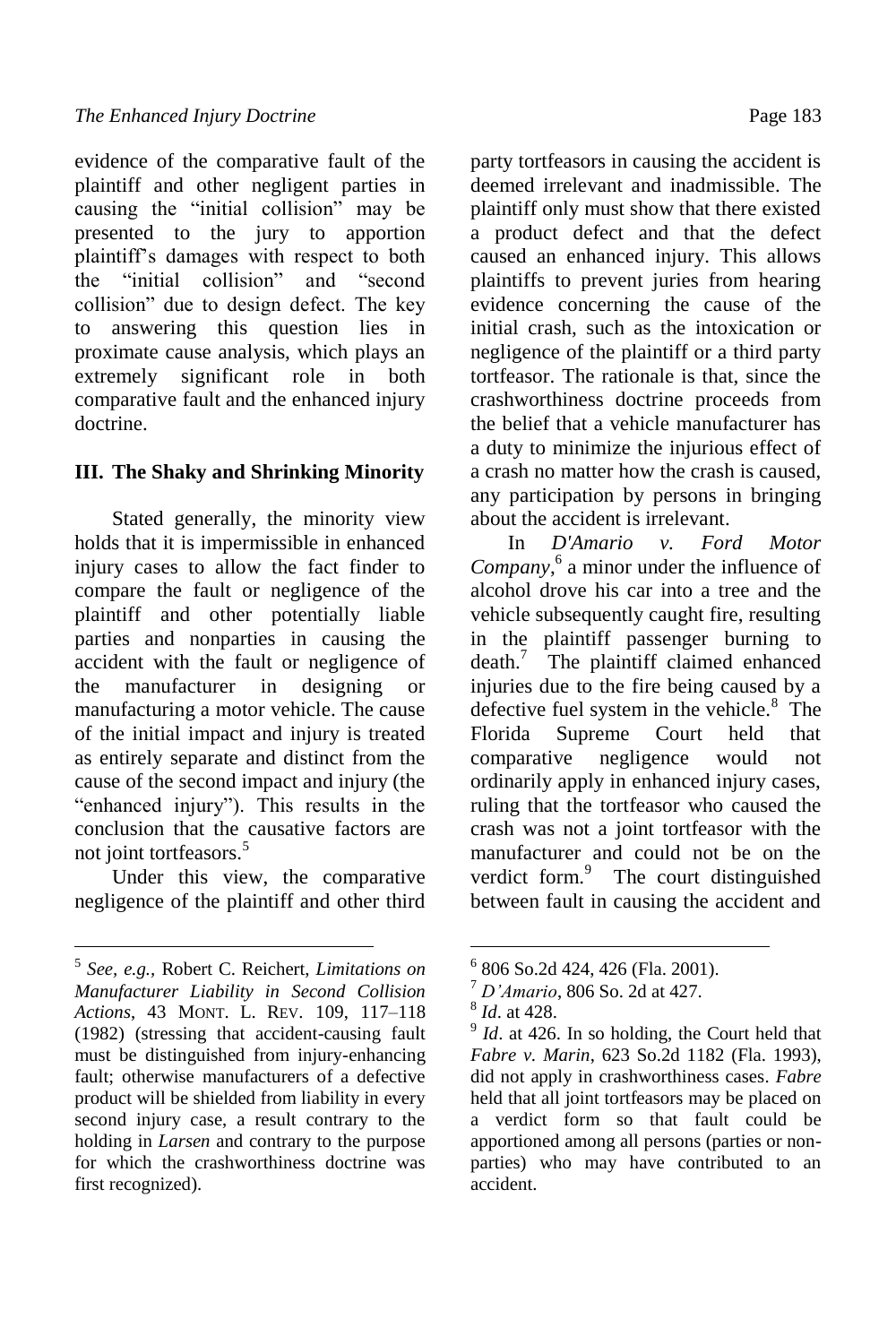evidence of the comparative fault of the plaintiff and other negligent parties in causing the "initial collision" may be presented to the jury to apportion plaintiff's damages with respect to both the "initial collision" and "second collision" due to design defect. The key to answering this question lies in proximate cause analysis, which plays an extremely significant role in both comparative fault and the enhanced injury doctrine.

## III. The Shaky and Shrinking Minority

Stated generally, the minority view holds that it is impermissible in enhanced injury cases to allow the fact finder to compare the fault or negligence of the plaintiff and other potentially liable parties and nonparties in causing the accident with the fault or negligence of the manufacturer in designing or manufacturing a motor vehicle. The cause of the initial impact and injury is treated as entirely separate and distinct from the cause of the second impact and injury (the "enhanced injury"). This results in the conclusion that the causative factors are not joint tortfeasors.[5]

Under this view, the comparative negligence of the plaintiff and other third party tortfeasors in causing the accident is deemed irrelevant and inadmissible. The plaintiff only must show that there existed a product defect and that the defect caused an enhanced injury. This allows plaintiffs to prevent juries from hearing evidence concerning the cause of the initial crash, such as the intoxication or negligence of the plaintiff or a third party tortfeasor. The rationale is that, since the crashworthiness doctrine proceeds from the belief that a vehicle manufacturer has a duty to minimize the injurious effect of a crash no matter how the crash is caused, any participation by persons in bringing about the accident is irrelevant.

In *D'Amario v. Ford Motor Company*,[6] a minor under the influence of alcohol drove his car into a tree and the vehicle subsequently caught fire, resulting in the plaintiff passenger burning to death.[7] The plaintiff claimed enhanced injuries due to the fire being caused by a defective fuel system in the vehicle.[8] The Florida Supreme Court held that comparative negligence would not ordinarily apply in enhanced injury cases, ruling that the tortfeasor who caused the crash was not a joint tortfeasor with the manufacturer and could not be on the verdict form.[9] The court distinguished between fault in causing the accident and

---

[5] *See, e.g.*, Robert C. Reichert, *Limitations on Manufacturer Liability in Second Collision Actions*, 43 MONT. L. REV. 109, 117–118 (1982) (stressing that accident-causing fault must be distinguished from injury-enhancing fault; otherwise manufacturers of a defective product will be shielded from liability in every second injury case, a result contrary to the holding in *Larsen* and contrary to the purpose for which the crashworthiness doctrine was first recognized).

[6] 806 So.2d 424, 426 (Fla. 2001).

[7] *D'Amario*, 806 So. 2d at 427.

[8] *Id*. at 428.

[9] *Id*. at 426. In so holding, the Court held that *Fabre v. Marin*, 623 So.2d 1182 (Fla. 1993), did not apply in crashworthiness cases. *Fabre* held that all joint tortfeasors may be placed on a verdict form so that fault could be apportioned among all persons (parties or non-parties) who may have contributed to an accident.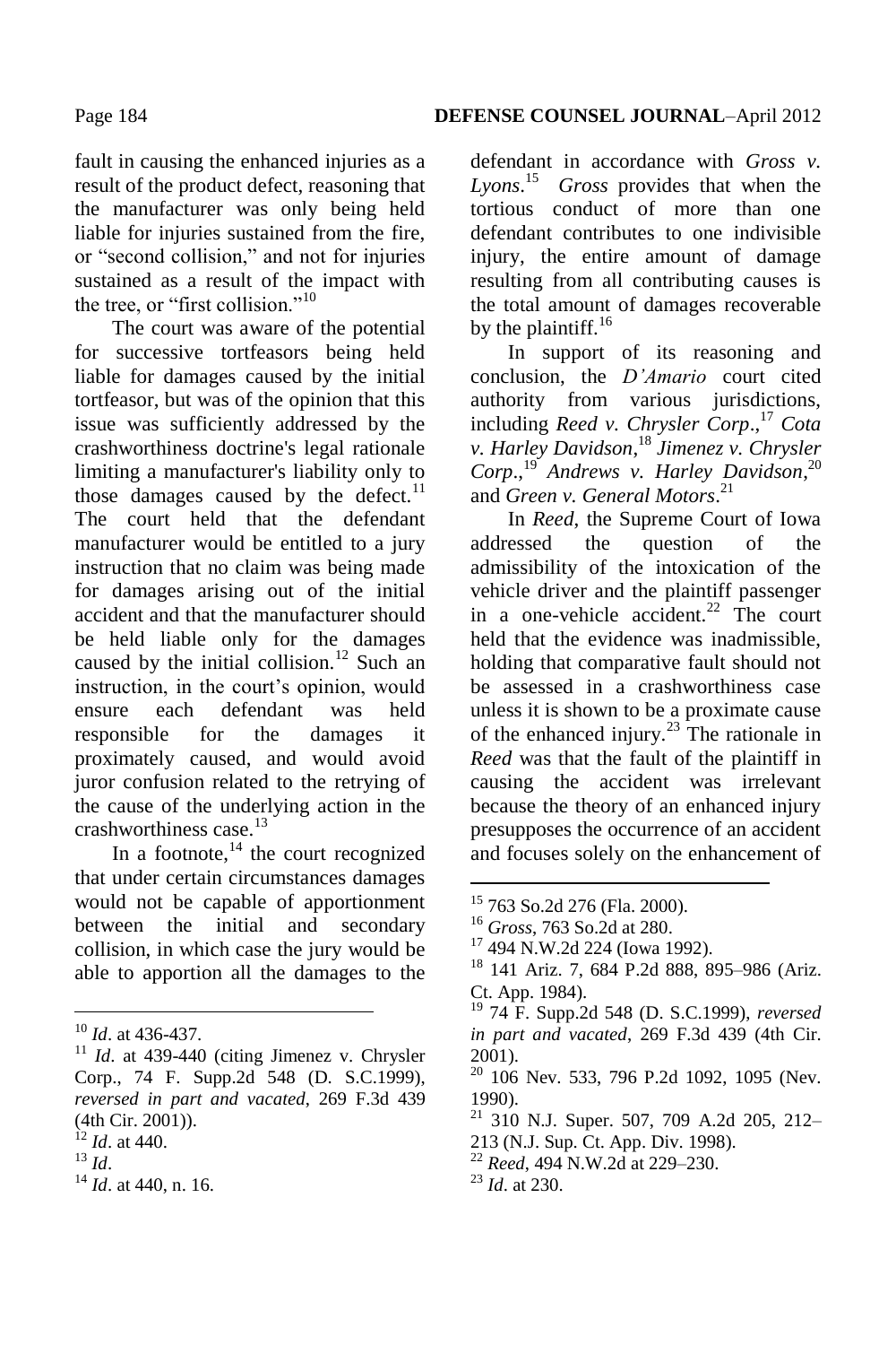fault in causing the enhanced injuries as a result of the product defect, reasoning that the manufacturer was only being held liable for injuries sustained from the fire, or "second collision," and not for injuries sustained as a result of the impact with the tree, or "first collision."[10]

The court was aware of the potential for successive tortfeasors being held liable for damages caused by the initial tortfeasor, but was of the opinion that this issue was sufficiently addressed by the crashworthiness doctrine's legal rationale limiting a manufacturer's liability only to those damages caused by the defect.[11] The court held that the defendant manufacturer would be entitled to a jury instruction that no claim was being made for damages arising out of the initial accident and that the manufacturer should be held liable only for the damages caused by the initial collision.[12] Such an instruction, in the court's opinion, would ensure each defendant was held responsible for the damages it proximately caused, and would avoid juror confusion related to the retrying of the cause of the underlying action in the crashworthiness case.[13]

In a footnote,[14] the court recognized that under certain circumstances damages would not be capable of apportionment between the initial and secondary collision, in which case the jury would be able to apportion all the damages to the defendant in accordance with *Gross v. Lyons*.[15] *Gross* provides that when the tortious conduct of more than one defendant contributes to one indivisible injury, the entire amount of damage resulting from all contributing causes is the total amount of damages recoverable by the plaintiff.[16]

In support of its reasoning and conclusion, the *D'Amario* court cited authority from various jurisdictions, including *Reed v. Chrysler Corp*.,[17] *Cota v. Harley Davidson*,[18] *Jimenez v. Chrysler Corp*.,[19] *Andrews v. Harley Davidson*,[20] and *Green v. General Motors*.[21]

In *Reed*, the Supreme Court of Iowa addressed the question of the admissibility of the intoxication of the vehicle driver and the plaintiff passenger in a one-vehicle accident.[22] The court held that the evidence was inadmissible, holding that comparative fault should not be assessed in a crashworthiness case unless it is shown to be a proximate cause of the enhanced injury.[23] The rationale in *Reed* was that the fault of the plaintiff in causing the accident was irrelevant because the theory of an enhanced injury presupposes the occurrence of an accident and focuses solely on the enhancement of

---

[10] *Id*. at 436-437.

[11] *Id*. at 439-440 (citing Jimenez v. Chrysler Corp., 74 F. Supp.2d 548 (D. S.C.1999), *reversed in part and vacated*, 269 F.3d 439 (4th Cir. 2001)).

[12] *Id*. at 440.

[13] *Id*.

[14] *Id*. at 440, n. 16.

[15] 763 So.2d 276 (Fla. 2000).

[16] *Gross*, 763 So.2d at 280.

[17] 494 N.W.2d 224 (Iowa 1992).

[18] 141 Ariz. 7, 684 P.2d 888, 895–986 (Ariz. Ct. App. 1984).

[19] 74 F. Supp.2d 548 (D. S.C.1999), *reversed in part and vacated*, 269 F.3d 439 (4th Cir. 2001).

[20] 106 Nev. 533, 796 P.2d 1092, 1095 (Nev. 1990).

[21] 310 N.J. Super. 507, 709 A.2d 205, 212–213 (N.J. Sup. Ct. App. Div. 1998).

[22] *Reed*, 494 N.W.2d at 229–230.

[23] *Id*. at 230.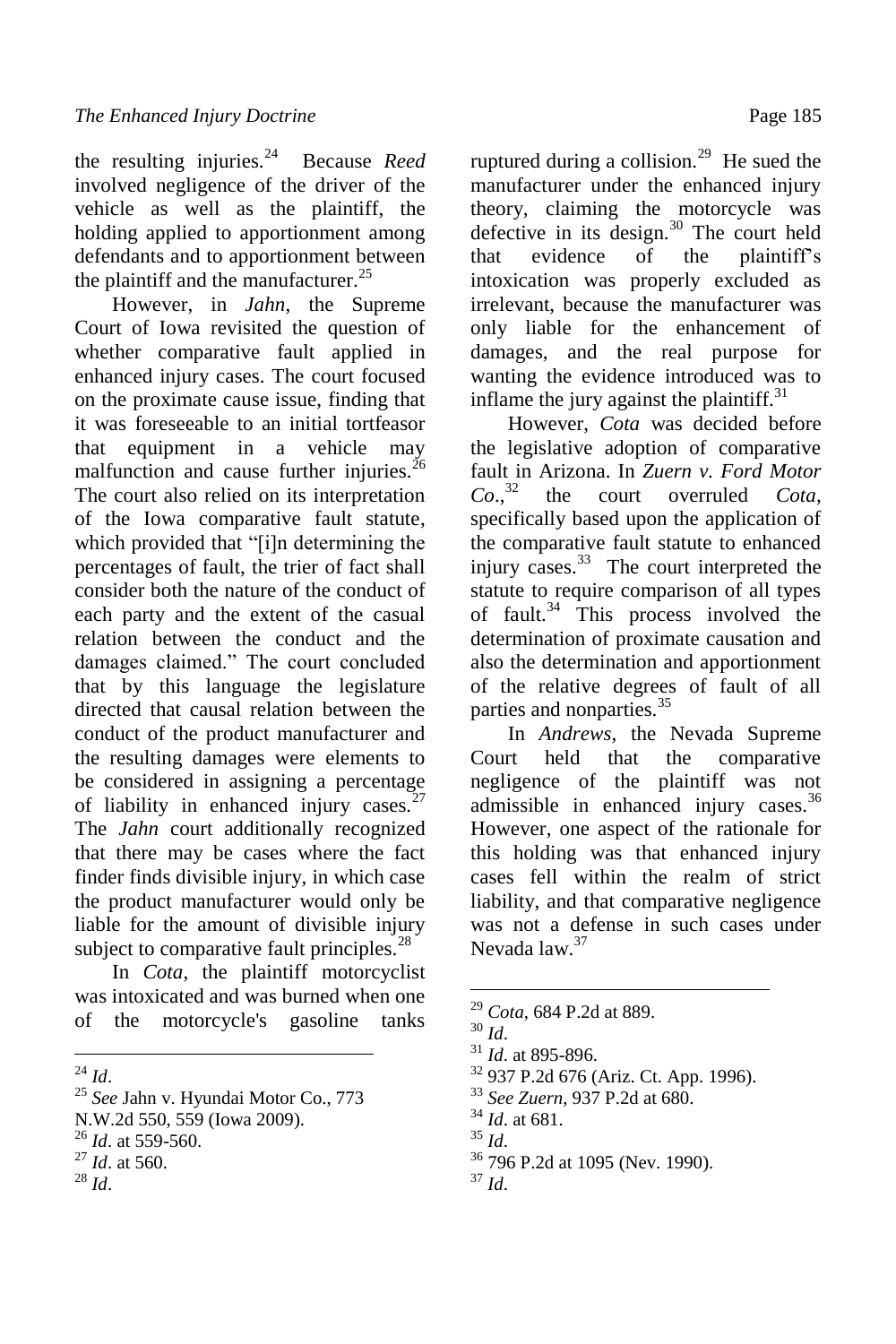the resulting injuries.[24] Because *Reed* involved negligence of the driver of the vehicle as well as the plaintiff, the holding applied to apportionment among defendants and to apportionment between the plaintiff and the manufacturer.[25]

However, in *Jahn*, the Supreme Court of Iowa revisited the question of whether comparative fault applied in enhanced injury cases. The court focused on the proximate cause issue, finding that it was foreseeable to an initial tortfeasor that equipment in a vehicle may malfunction and cause further injuries.[26] The court also relied on its interpretation of the Iowa comparative fault statute, which provided that "[i]n determining the percentages of fault, the trier of fact shall consider both the nature of the conduct of each party and the extent of the casual relation between the conduct and the damages claimed." The court concluded that by this language the legislature directed that causal relation between the conduct of the product manufacturer and the resulting damages were elements to be considered in assigning a percentage of liability in enhanced injury cases.[27] The *Jahn* court additionally recognized that there may be cases where the fact finder finds divisible injury, in which case the product manufacturer would only be liable for the amount of divisible injury subject to comparative fault principles.[28]

In *Cota*, the plaintiff motorcyclist was intoxicated and was burned when one of the motorcycle's gasoline tanks ruptured during a collision.[29] He sued the manufacturer under the enhanced injury theory, claiming the motorcycle was defective in its design.[30] The court held that evidence of the plaintiff's intoxication was properly excluded as irrelevant, because the manufacturer was only liable for the enhancement of damages, and the real purpose for wanting the evidence introduced was to inflame the jury against the plaintiff.[31]

However, *Cota* was decided before the legislative adoption of comparative fault in Arizona. In *Zuern v. Ford Motor Co*.,[32] the court overruled *Cota*, specifically based upon the application of the comparative fault statute to enhanced injury cases.[33] The court interpreted the statute to require comparison of all types of fault.[34] This process involved the determination of proximate causation and also the determination and apportionment of the relative degrees of fault of all parties and nonparties.[35]

In *Andrews*, the Nevada Supreme Court held that the comparative negligence of the plaintiff was not admissible in enhanced injury cases.[36] However, one aspect of the rationale for this holding was that enhanced injury cases fell within the realm of strict liability, and that comparative negligence was not a defense in such cases under Nevada law.[37]

---

[24] *Id*.

[25] *See* Jahn v. Hyundai Motor Co., 773 N.W.2d 550, 559 (Iowa 2009).

[26] *Id*. at 559-560.

[27] *Id*. at 560.

[28] *Id*.

[29] *Cota*, 684 P.2d at 889.

[30] *Id*.

[31] *Id*. at 895-896.

[32] 937 P.2d 676 (Ariz. Ct. App. 1996).

[33] *See Zuern*, 937 P.2d at 680.

[34] *Id*. at 681.

[35] *Id*.

[36] 796 P.2d at 1095 (Nev. 1990).

[37] *Id*.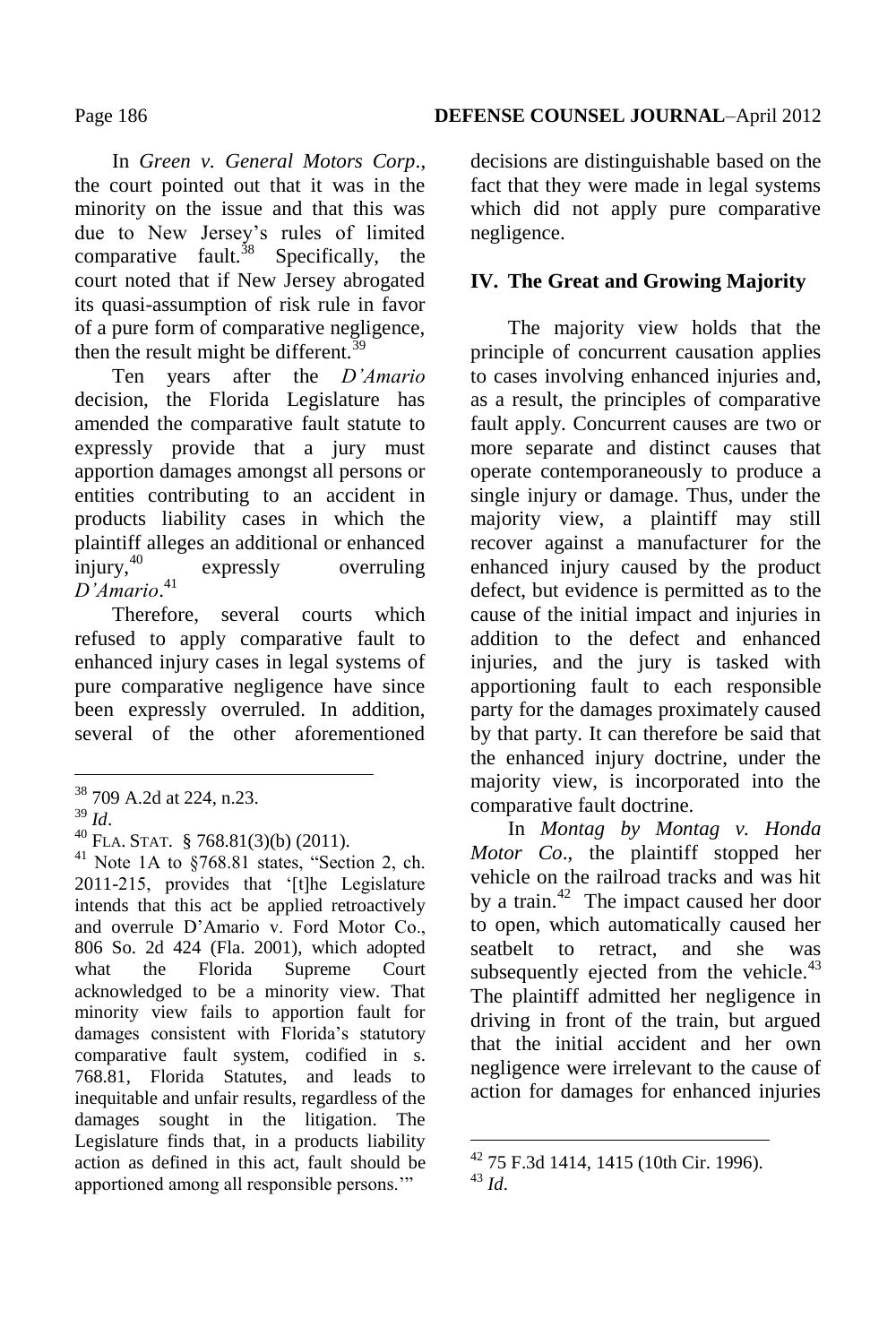In *Green v. General Motors Corp*., the court pointed out that it was in the minority on the issue and that this was due to New Jersey's rules of limited comparative fault.[38] Specifically, the court noted that if New Jersey abrogated its quasi-assumption of risk rule in favor of a pure form of comparative negligence, then the result might be different.[39]

Ten years after the *D'Amario* decision, the Florida Legislature has amended the comparative fault statute to expressly provide that a jury must apportion damages amongst all persons or entities contributing to an accident in products liability cases in which the plaintiff alleges an additional or enhanced injury,[40] expressly overruling *D'Amario*.[41]

Therefore, several courts which refused to apply comparative fault to enhanced injury cases in legal systems of pure comparative negligence have since been expressly overruled. In addition, several of the other aforementioned decisions are distinguishable based on the fact that they were made in legal systems which did not apply pure comparative negligence.

## IV. The Great and Growing Majority

The majority view holds that the principle of concurrent causation applies to cases involving enhanced injuries and, as a result, the principles of comparative fault apply. Concurrent causes are two or more separate and distinct causes that operate contemporaneously to produce a single injury or damage. Thus, under the majority view, a plaintiff may still recover against a manufacturer for the enhanced injury caused by the product defect, but evidence is permitted as to the cause of the initial impact and injuries in addition to the defect and enhanced injuries, and the jury is tasked with apportioning fault to each responsible party for the damages proximately caused by that party. It can therefore be said that the enhanced injury doctrine, under the majority view, is incorporated into the comparative fault doctrine.

In *Montag by Montag v. Honda Motor Co*., the plaintiff stopped her vehicle on the railroad tracks and was hit by a train.[42] The impact caused her door to open, which automatically caused her seatbelt to retract, and she was subsequently ejected from the vehicle.[43] The plaintiff admitted her negligence in driving in front of the train, but argued that the initial accident and her own negligence were irrelevant to the cause of action for damages for enhanced injuries

---

[38] 709 A.2d at 224, n.23.

[39] *Id*.

[40] FLA. STAT. § 768.81(3)(b) (2011).

[41] Note 1A to §768.81 states, "Section 2, ch. 2011-215, provides that '[t]he Legislature intends that this act be applied retroactively and overrule D'Amario v. Ford Motor Co., 806 So. 2d 424 (Fla. 2001), which adopted what the Florida Supreme Court acknowledged to be a minority view. That minority view fails to apportion fault for damages consistent with Florida's statutory comparative fault system, codified in s. 768.81, Florida Statutes, and leads to inequitable and unfair results, regardless of the damages sought in the litigation. The Legislature finds that, in a products liability action as defined in this act, fault should be apportioned among all responsible persons.'"

[42] 75 F.3d 1414, 1415 (10th Cir. 1996).

[43] *Id*.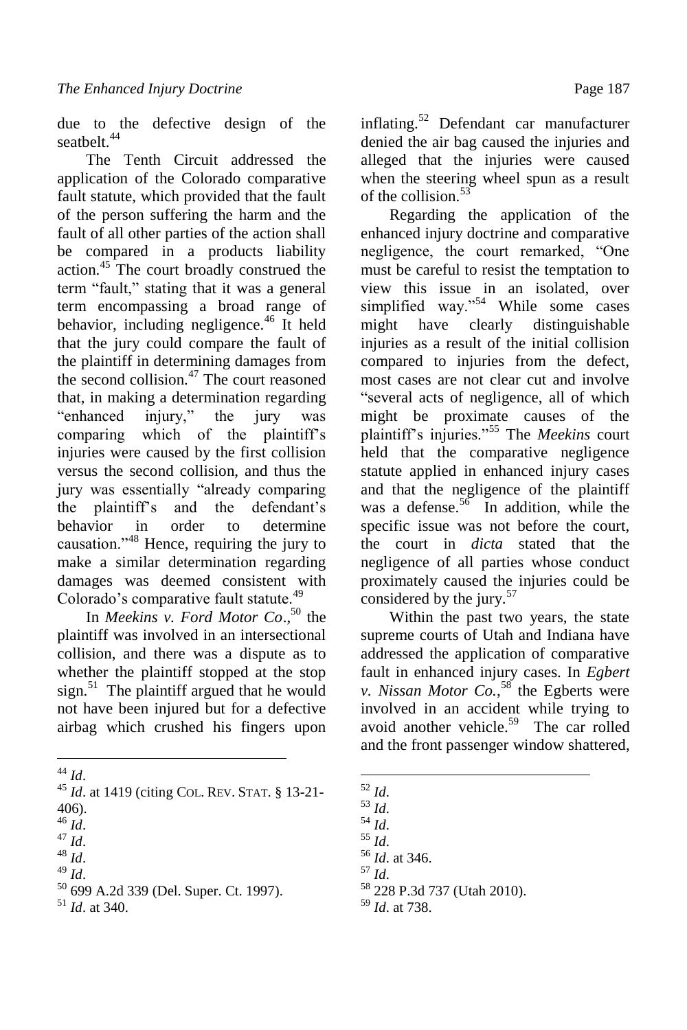due to the defective design of the seatbelt.[44]

The Tenth Circuit addressed the application of the Colorado comparative fault statute, which provided that the fault of the person suffering the harm and the fault of all other parties of the action shall be compared in a products liability action.[45] The court broadly construed the term "fault," stating that it was a general term encompassing a broad range of behavior, including negligence.[46] It held that the jury could compare the fault of the plaintiff in determining damages from the second collision.[47] The court reasoned that, in making a determination regarding "enhanced injury," the jury was comparing which of the plaintiff's injuries were caused by the first collision versus the second collision, and thus the jury was essentially "already comparing the plaintiff's and the defendant's behavior in order to determine causation."[48] Hence, requiring the jury to make a similar determination regarding damages was deemed consistent with Colorado's comparative fault statute.[49]

In *Meekins v. Ford Motor Co*.,[50] the plaintiff was involved in an intersectional collision, and there was a dispute as to whether the plaintiff stopped at the stop sign.[51] The plaintiff argued that he would not have been injured but for a defective airbag which crushed his fingers upon inflating.[52] Defendant car manufacturer denied the air bag caused the injuries and alleged that the injuries were caused when the steering wheel spun as a result of the collision.[53]

Regarding the application of the enhanced injury doctrine and comparative negligence, the court remarked, "One must be careful to resist the temptation to view this issue in an isolated, over simplified way."[54] While some cases might have clearly distinguishable injuries as a result of the initial collision compared to injuries from the defect, most cases are not clear cut and involve "several acts of negligence, all of which might be proximate causes of the plaintiff's injuries."[55] The *Meekins* court held that the comparative negligence statute applied in enhanced injury cases and that the negligence of the plaintiff was a defense.[56] In addition, while the specific issue was not before the court, the court in *dicta* stated that the negligence of all parties whose conduct proximately caused the injuries could be considered by the jury.[57]

Within the past two years, the state supreme courts of Utah and Indiana have addressed the application of comparative fault in enhanced injury cases. In *Egbert v. Nissan Motor Co.*,[58] the Egberts were involved in an accident while trying to avoid another vehicle.[59] The car rolled and the front passenger window shattered,

---

[44] *Id*.
[45] *Id*. at 1419 (citing COL. REV. STAT. § 13-21-406).
[46] *Id*.
[47] *Id*.
[48] *Id*.
[49] *Id*.
[50] 699 A.2d 339 (Del. Super. Ct. 1997).
[51] *Id*. at 340.
[52] *Id*.
[53] *Id*.
[54] *Id*.
[55] *Id*.
[56] *Id*. at 346.
[57] *Id*.
[58] 228 P.3d 737 (Utah 2010).
[59] *Id*. at 738.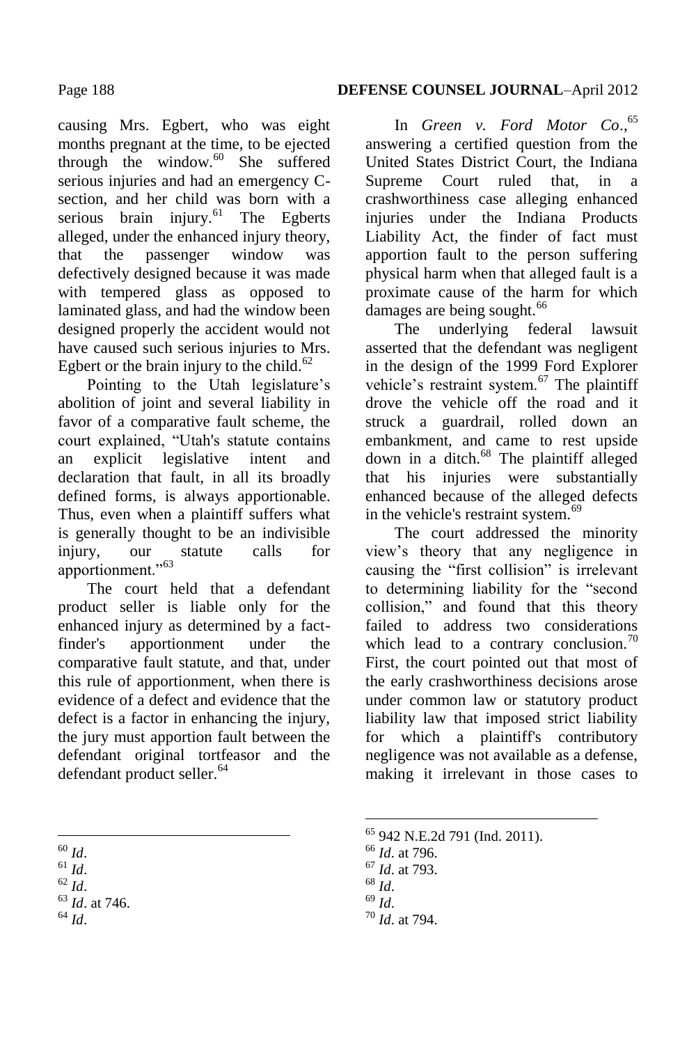causing Mrs. Egbert, who was eight months pregnant at the time, to be ejected through the window.[60] She suffered serious injuries and had an emergency C-section, and her child was born with a serious brain injury.[61] The Egberts alleged, under the enhanced injury theory, that the passenger window was defectively designed because it was made with tempered glass as opposed to laminated glass, and had the window been designed properly the accident would not have caused such serious injuries to Mrs. Egbert or the brain injury to the child.[62]

Pointing to the Utah legislature's abolition of joint and several liability in favor of a comparative fault scheme, the court explained, "Utah's statute contains an explicit legislative intent and declaration that fault, in all its broadly defined forms, is always apportionable. Thus, even when a plaintiff suffers what is generally thought to be an indivisible injury, our statute calls for apportionment."[63]

The court held that a defendant product seller is liable only for the enhanced injury as determined by a fact-finder's apportionment under the comparative fault statute, and that, under this rule of apportionment, when there is evidence of a defect and evidence that the defect is a factor in enhancing the injury, the jury must apportion fault between the defendant original tortfeasor and the defendant product seller.[64]

In *Green v. Ford Motor Co*.,[65] answering a certified question from the United States District Court, the Indiana Supreme Court ruled that, in a crashworthiness case alleging enhanced injuries under the Indiana Products Liability Act, the finder of fact must apportion fault to the person suffering physical harm when that alleged fault is a proximate cause of the harm for which damages are being sought.[66]

The underlying federal lawsuit asserted that the defendant was negligent in the design of the 1999 Ford Explorer vehicle's restraint system.[67] The plaintiff drove the vehicle off the road and it struck a guardrail, rolled down an embankment, and came to rest upside down in a ditch.[68] The plaintiff alleged that his injuries were substantially enhanced because of the alleged defects in the vehicle's restraint system.[69]

The court addressed the minority view's theory that any negligence in causing the "first collision" is irrelevant to determining liability for the "second collision," and found that this theory failed to address two considerations which lead to a contrary conclusion.[70] First, the court pointed out that most of the early crashworthiness decisions arose under common law or statutory product liability law that imposed strict liability for which a plaintiff's contributory negligence was not available as a defense, making it irrelevant in those cases to

---

[60] *Id*.
[61] *Id*.
[62] *Id*.
[63] *Id*. at 746.
[64] *Id*.
[65] 942 N.E.2d 791 (Ind. 2011).
[66] *Id*. at 796.
[67] *Id*. at 793.
[68] *Id*.
[69] *Id*.
[70] *Id*. at 794.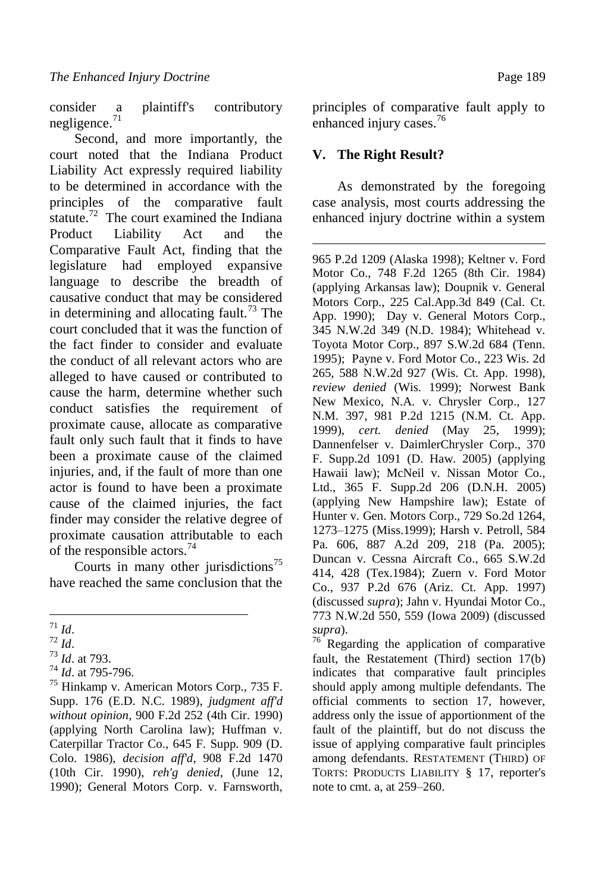consider a plaintiff's contributory negligence.[71]

Second, and more importantly, the court noted that the Indiana Product Liability Act expressly required liability to be determined in accordance with the principles of the comparative fault statute.[72] The court examined the Indiana Product Liability Act and the Comparative Fault Act, finding that the legislature had employed expansive language to describe the breadth of causative conduct that may be considered in determining and allocating fault.[73] The court concluded that it was the function of the fact finder to consider and evaluate the conduct of all relevant actors who are alleged to have caused or contributed to cause the harm, determine whether such conduct satisfies the requirement of proximate cause, allocate as comparative fault only such fault that it finds to have been a proximate cause of the claimed injuries, and, if the fault of more than one actor is found to have been a proximate cause of the claimed injuries, the fact finder may consider the relative degree of proximate causation attributable to each of the responsible actors.[74]

Courts in many other jurisdictions[75] have reached the same conclusion that the principles of comparative fault apply to enhanced injury cases.[76]

## V. The Right Result?

As demonstrated by the foregoing case analysis, most courts addressing the enhanced injury doctrine within a system

---

[71] *Id*.

[72] *Id*.

[73] *Id*. at 793.

[74] *Id*. at 795-796.

[75] Hinkamp v. American Motors Corp., 735 F. Supp. 176 (E.D. N.C. 1989), *judgment aff'd without opinion*, 900 F.2d 252 (4th Cir. 1990) (applying North Carolina law); Huffman v. Caterpillar Tractor Co., 645 F. Supp. 909 (D. Colo. 1986), *decision aff'd*, 908 F.2d 1470 (10th Cir. 1990), *reh'g denied*, (June 12, 1990); General Motors Corp. v. Farnsworth, 965 P.2d 1209 (Alaska 1998); Keltner v. Ford Motor Co., 748 F.2d 1265 (8th Cir. 1984) (applying Arkansas law); Doupnik v. General Motors Corp., 225 Cal.App.3d 849 (Cal. Ct. App. 1990); Day v. General Motors Corp., 345 N.W.2d 349 (N.D. 1984); Whitehead v. Toyota Motor Corp., 897 S.W.2d 684 (Tenn. 1995); Payne v. Ford Motor Co., 223 Wis. 2d 265, 588 N.W.2d 927 (Wis. Ct. App. 1998), *review denied* (Wis. 1999); Norwest Bank New Mexico, N.A. v. Chrysler Corp., 127 N.M. 397, 981 P.2d 1215 (N.M. Ct. App. 1999), *cert. denied* (May 25, 1999); Dannenfelser v. DaimlerChrysler Corp., 370 F. Supp.2d 1091 (D. Haw. 2005) (applying Hawaii law); McNeil v. Nissan Motor Co., Ltd., 365 F. Supp.2d 206 (D.N.H. 2005) (applying New Hampshire law); Estate of Hunter v. Gen. Motors Corp., 729 So.2d 1264, 1273–1275 (Miss.1999); Harsh v. Petroll, 584 Pa. 606, 887 A.2d 209, 218 (Pa. 2005); Duncan v. Cessna Aircraft Co., 665 S.W.2d 414, 428 (Tex.1984); Zuern v. Ford Motor Co., 937 P.2d 676 (Ariz. Ct. App. 1997) (discussed *supra*); Jahn v. Hyundai Motor Co., 773 N.W.2d 550, 559 (Iowa 2009) (discussed *supra*).

[76] Regarding the application of comparative fault, the Restatement (Third) section 17(b) indicates that comparative fault principles should apply among multiple defendants. The official comments to section 17, however, address only the issue of apportionment of the fault of the plaintiff, but do not discuss the issue of applying comparative fault principles among defendants. RESTATEMENT (THIRD) OF TORTS: PRODUCTS LIABILITY § 17, reporter's note to cmt. a, at 259–260.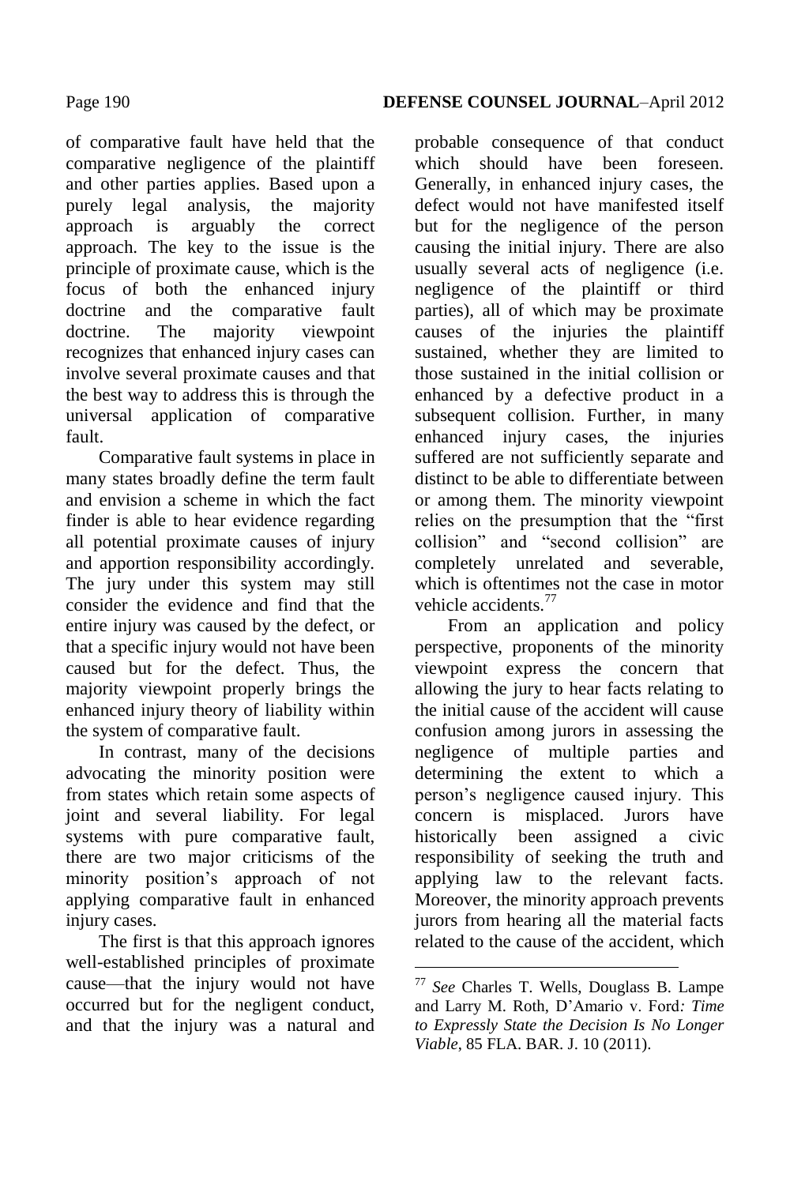of comparative fault have held that the comparative negligence of the plaintiff and other parties applies. Based upon a purely legal analysis, the majority approach is arguably the correct approach. The key to the issue is the principle of proximate cause, which is the focus of both the enhanced injury doctrine and the comparative fault doctrine. The majority viewpoint recognizes that enhanced injury cases can involve several proximate causes and that the best way to address this is through the universal application of comparative fault.

Comparative fault systems in place in many states broadly define the term fault and envision a scheme in which the fact finder is able to hear evidence regarding all potential proximate causes of injury and apportion responsibility accordingly. The jury under this system may still consider the evidence and find that the entire injury was caused by the defect, or that a specific injury would not have been caused but for the defect. Thus, the majority viewpoint properly brings the enhanced injury theory of liability within the system of comparative fault.

In contrast, many of the decisions advocating the minority position were from states which retain some aspects of joint and several liability. For legal systems with pure comparative fault, there are two major criticisms of the minority position's approach of not applying comparative fault in enhanced injury cases.

The first is that this approach ignores well-established principles of proximate cause—that the injury would not have occurred but for the negligent conduct, and that the injury was a natural and probable consequence of that conduct which should have been foreseen. Generally, in enhanced injury cases, the defect would not have manifested itself but for the negligence of the person causing the initial injury. There are also usually several acts of negligence (i.e. negligence of the plaintiff or third parties), all of which may be proximate causes of the injuries the plaintiff sustained, whether they are limited to those sustained in the initial collision or enhanced by a defective product in a subsequent collision. Further, in many enhanced injury cases, the injuries suffered are not sufficiently separate and distinct to be able to differentiate between or among them. The minority viewpoint relies on the presumption that the "first collision" and "second collision" are completely unrelated and severable, which is oftentimes not the case in motor vehicle accidents.[77]

From an application and policy perspective, proponents of the minority viewpoint express the concern that allowing the jury to hear facts relating to the initial cause of the accident will cause confusion among jurors in assessing the negligence of multiple parties and determining the extent to which a person's negligence caused injury. This concern is misplaced. Jurors have historically been assigned a civic responsibility of seeking the truth and applying law to the relevant facts. Moreover, the minority approach prevents jurors from hearing all the material facts related to the cause of the accident, which

---

[77] *See* Charles T. Wells, Douglass B. Lampe and Larry M. Roth, D'Amario v. Ford*: Time to Expressly State the Decision Is No Longer Viable*, 85 FLA. BAR. J. 10 (2011).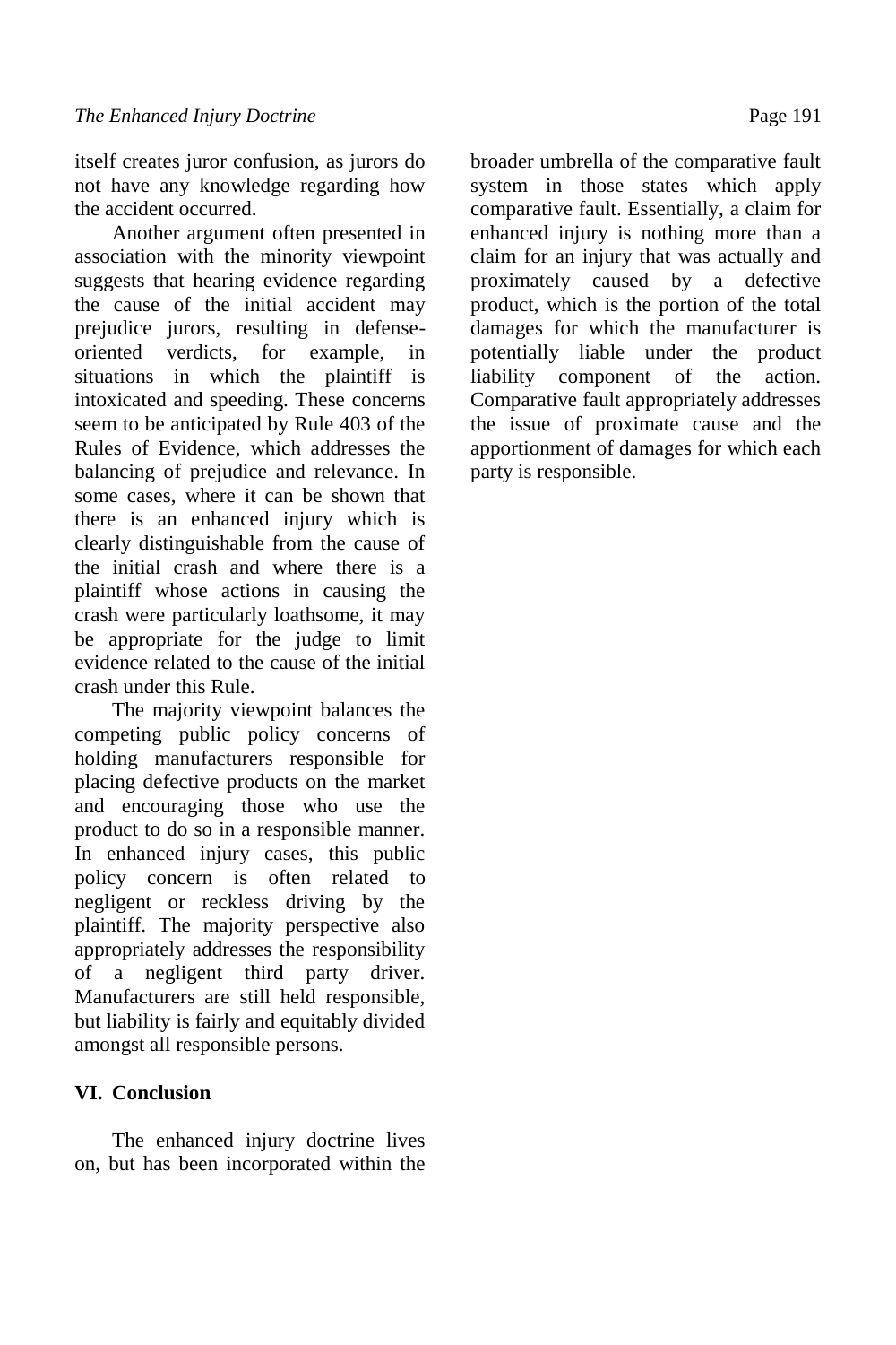itself creates juror confusion, as jurors do not have any knowledge regarding how the accident occurred.

Another argument often presented in association with the minority viewpoint suggests that hearing evidence regarding the cause of the initial accident may prejudice jurors, resulting in defense-oriented verdicts, for example, in situations in which the plaintiff is intoxicated and speeding. These concerns seem to be anticipated by Rule 403 of the Rules of Evidence, which addresses the balancing of prejudice and relevance. In some cases, where it can be shown that there is an enhanced injury which is clearly distinguishable from the cause of the initial crash and where there is a plaintiff whose actions in causing the crash were particularly loathsome, it may be appropriate for the judge to limit evidence related to the cause of the initial crash under this Rule.

The majority viewpoint balances the competing public policy concerns of holding manufacturers responsible for placing defective products on the market and encouraging those who use the product to do so in a responsible manner. In enhanced injury cases, this public policy concern is often related to negligent or reckless driving by the plaintiff. The majority perspective also appropriately addresses the responsibility of a negligent third party driver. Manufacturers are still held responsible, but liability is fairly and equitably divided amongst all responsible persons.

## VI. Conclusion

The enhanced injury doctrine lives on, but has been incorporated within the broader umbrella of the comparative fault system in those states which apply comparative fault. Essentially, a claim for enhanced injury is nothing more than a claim for an injury that was actually and proximately caused by a defective product, which is the portion of the total damages for which the manufacturer is potentially liable under the product liability component of the action. Comparative fault appropriately addresses the issue of proximate cause and the apportionment of damages for which each party is responsible.